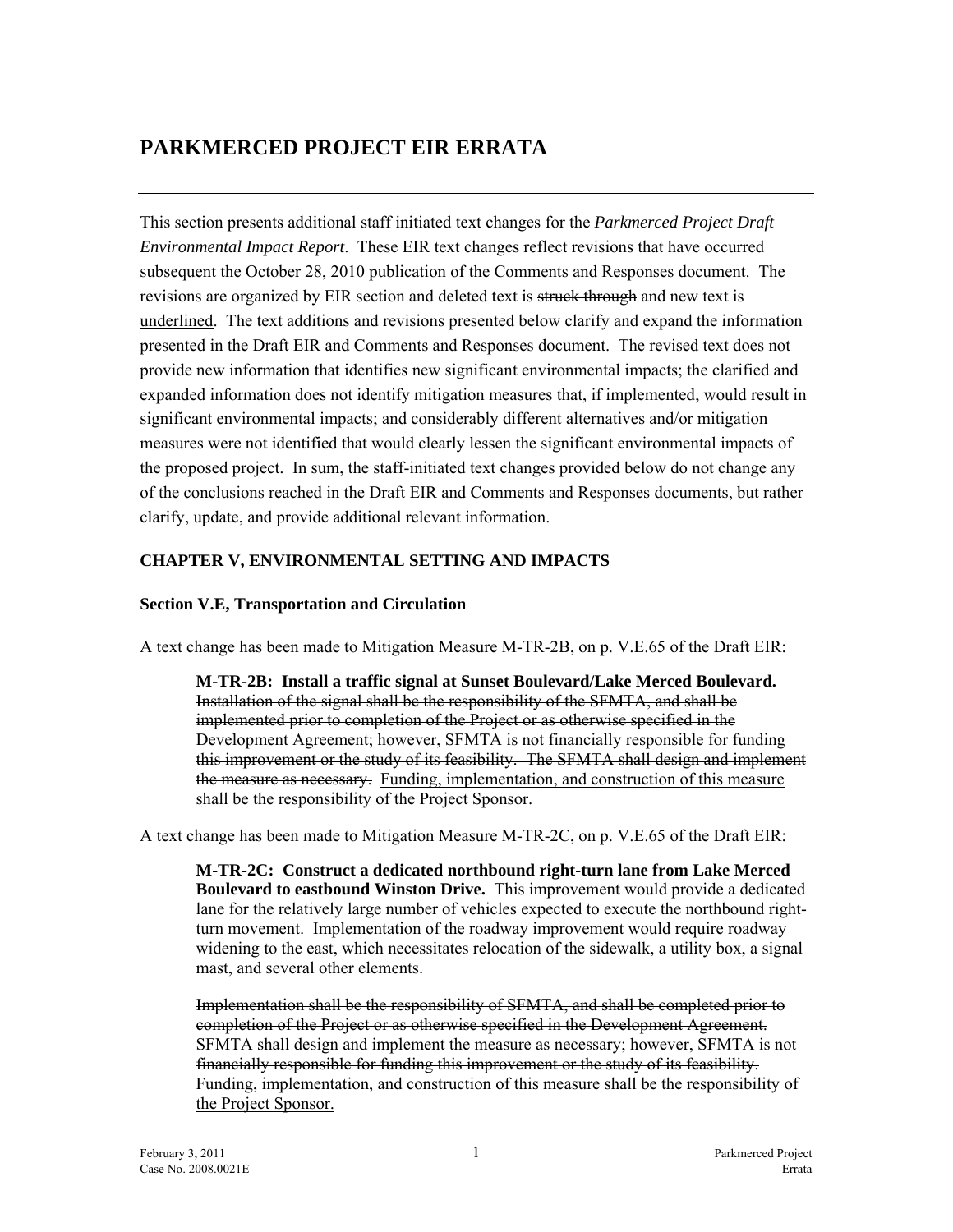# PARKMERCED PROJECT EIR ERRATA

This section presents additional staff initiated text changes for the *Parkmerced Project Draft Environmental Impact Report*. These EIR text changes reflect revisions that have occurred subsequent the October 28, 2010 publication of the Comments and Responses document. The revisions are organized by EIR section and deleted text is ~~struck through~~ and new text is <u>underlined</u>. The text additions and revisions presented below clarify and expand the information presented in the Draft EIR and Comments and Responses document. The revised text does not provide new information that identifies new significant environmental impacts; the clarified and expanded information does not identify mitigation measures that, if implemented, would result in significant environmental impacts; and considerably different alternatives and/or mitigation measures were not identified that would clearly lessen the significant environmental impacts of the proposed project. In sum, the staff-initiated text changes provided below do not change any of the conclusions reached in the Draft EIR and Comments and Responses documents, but rather clarify, update, and provide additional relevant information.

## CHAPTER V, ENVIRONMENTAL SETTING AND IMPACTS

### Section V.E, Transportation and Circulation

A text change has been made to Mitigation Measure M-TR-2B, on p. V.E.65 of the Draft EIR:

> **M-TR-2B: Install a traffic signal at Sunset Boulevard/Lake Merced Boulevard.** ~~Installation of the signal shall be the responsibility of the SFMTA, and shall be implemented prior to completion of the Project or as otherwise specified in the Development Agreement; however, SFMTA is not financially responsible for funding this improvement or the study of its feasibility. The SFMTA shall design and implement the measure as necessary.~~ <u>Funding, implementation, and construction of this measure shall be the responsibility of the Project Sponsor.</u>

A text change has been made to Mitigation Measure M-TR-2C, on p. V.E.65 of the Draft EIR:

> **M-TR-2C: Construct a dedicated northbound right-turn lane from Lake Merced Boulevard to eastbound Winston Drive.** This improvement would provide a dedicated lane for the relatively large number of vehicles expected to execute the northbound right-turn movement. Implementation of the roadway improvement would require roadway widening to the east, which necessitates relocation of the sidewalk, a utility box, a signal mast, and several other elements.
>
> ~~Implementation shall be the responsibility of SFMTA, and shall be completed prior to completion of the Project or as otherwise specified in the Development Agreement. SFMTA shall design and implement the measure as necessary; however, SFMTA is not financially responsible for funding this improvement or the study of its feasibility.~~ <u>Funding, implementation, and construction of this measure shall be the responsibility of the Project Sponsor.</u>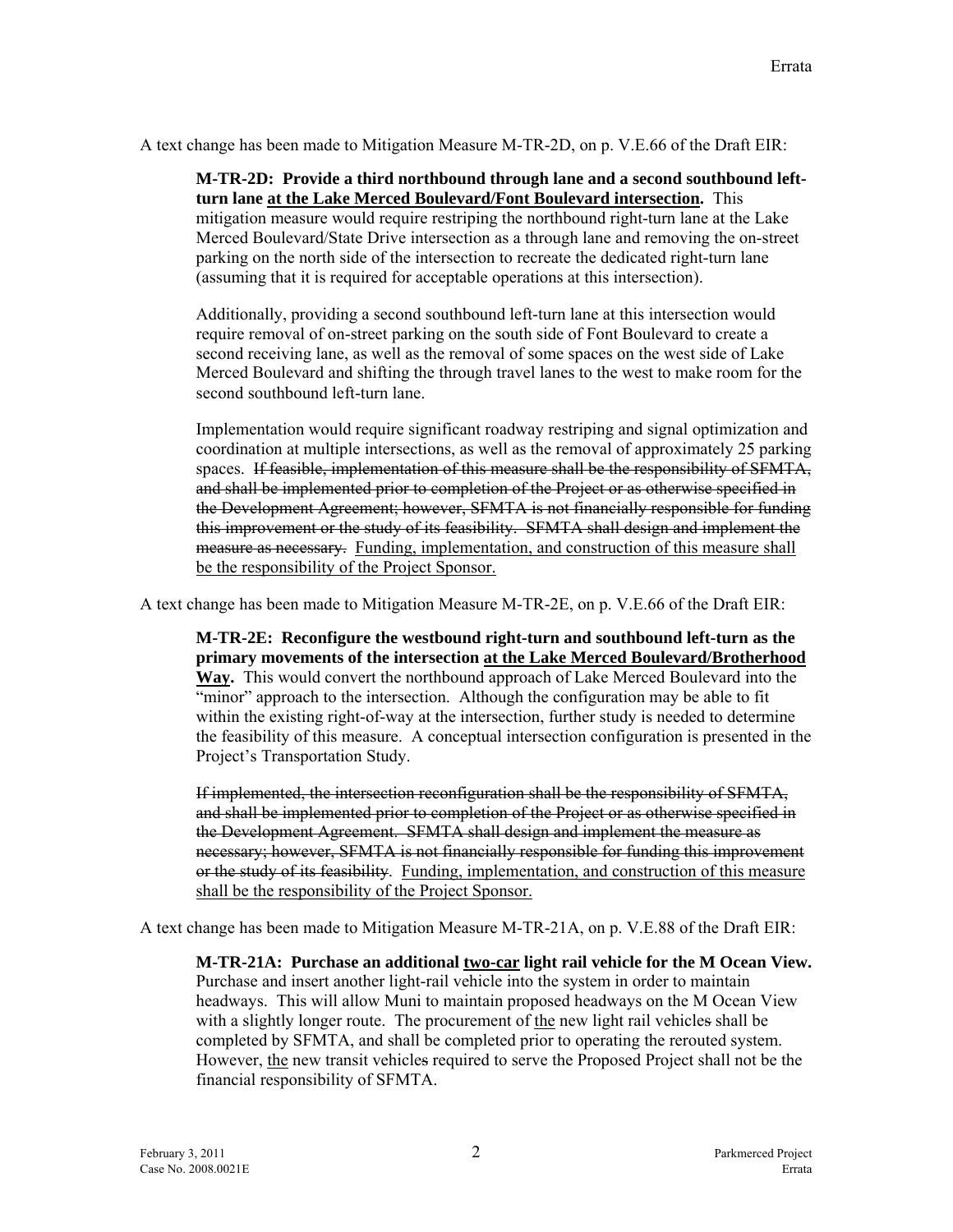A text change has been made to Mitigation Measure M-TR-2D, on p. V.E.66 of the Draft EIR:

> **M-TR-2D: Provide a third northbound through lane and a second southbound left-turn lane <u>at the Lake Merced Boulevard/Font Boulevard intersection</u>.** This mitigation measure would require restriping the northbound right-turn lane at the Lake Merced Boulevard/State Drive intersection as a through lane and removing the on-street parking on the north side of the intersection to recreate the dedicated right-turn lane (assuming that it is required for acceptable operations at this intersection).
>
> Additionally, providing a second southbound left-turn lane at this intersection would require removal of on-street parking on the south side of Font Boulevard to create a second receiving lane, as well as the removal of some spaces on the west side of Lake Merced Boulevard and shifting the through travel lanes to the west to make room for the second southbound left-turn lane.
>
> Implementation would require significant roadway restriping and signal optimization and coordination at multiple intersections, as well as the removal of approximately 25 parking spaces. ~~If feasible, implementation of this measure shall be the responsibility of SFMTA, and shall be implemented prior to completion of the Project or as otherwise specified in the Development Agreement; however, SFMTA is not financially responsible for funding this improvement or the study of its feasibility. SFMTA shall design and implement the measure as necessary.~~ <u>Funding, implementation, and construction of this measure shall be the responsibility of the Project Sponsor.</u>

A text change has been made to Mitigation Measure M-TR-2E, on p. V.E.66 of the Draft EIR:

> **M-TR-2E: Reconfigure the westbound right-turn and southbound left-turn as the primary movements of the intersection <u>at the Lake Merced Boulevard/Brotherhood Way</u>.** This would convert the northbound approach of Lake Merced Boulevard into the "minor" approach to the intersection. Although the configuration may be able to fit within the existing right-of-way at the intersection, further study is needed to determine the feasibility of this measure. A conceptual intersection configuration is presented in the Project's Transportation Study.
>
> ~~If implemented, the intersection reconfiguration shall be the responsibility of SFMTA, and shall be implemented prior to completion of the Project or as otherwise specified in the Development Agreement. SFMTA shall design and implement the measure as necessary; however, SFMTA is not financially responsible for funding this improvement or the study of its feasibility~~. <u>Funding, implementation, and construction of this measure shall be the responsibility of the Project Sponsor.</u>

A text change has been made to Mitigation Measure M-TR-21A, on p. V.E.88 of the Draft EIR:

> **M-TR-21A: Purchase an additional <u>two-car</u> light rail vehicle for the M Ocean View.** Purchase and insert another light-rail vehicle into the system in order to maintain headways. This will allow Muni to maintain proposed headways on the M Ocean View with a slightly longer route. The procurement of <u>the</u> new light rail vehicle~~s~~ shall be completed by SFMTA, and shall be completed prior to operating the rerouted system. However, <u>the</u> new transit vehicle~~s~~ required to serve the Proposed Project shall not be the financial responsibility of SFMTA.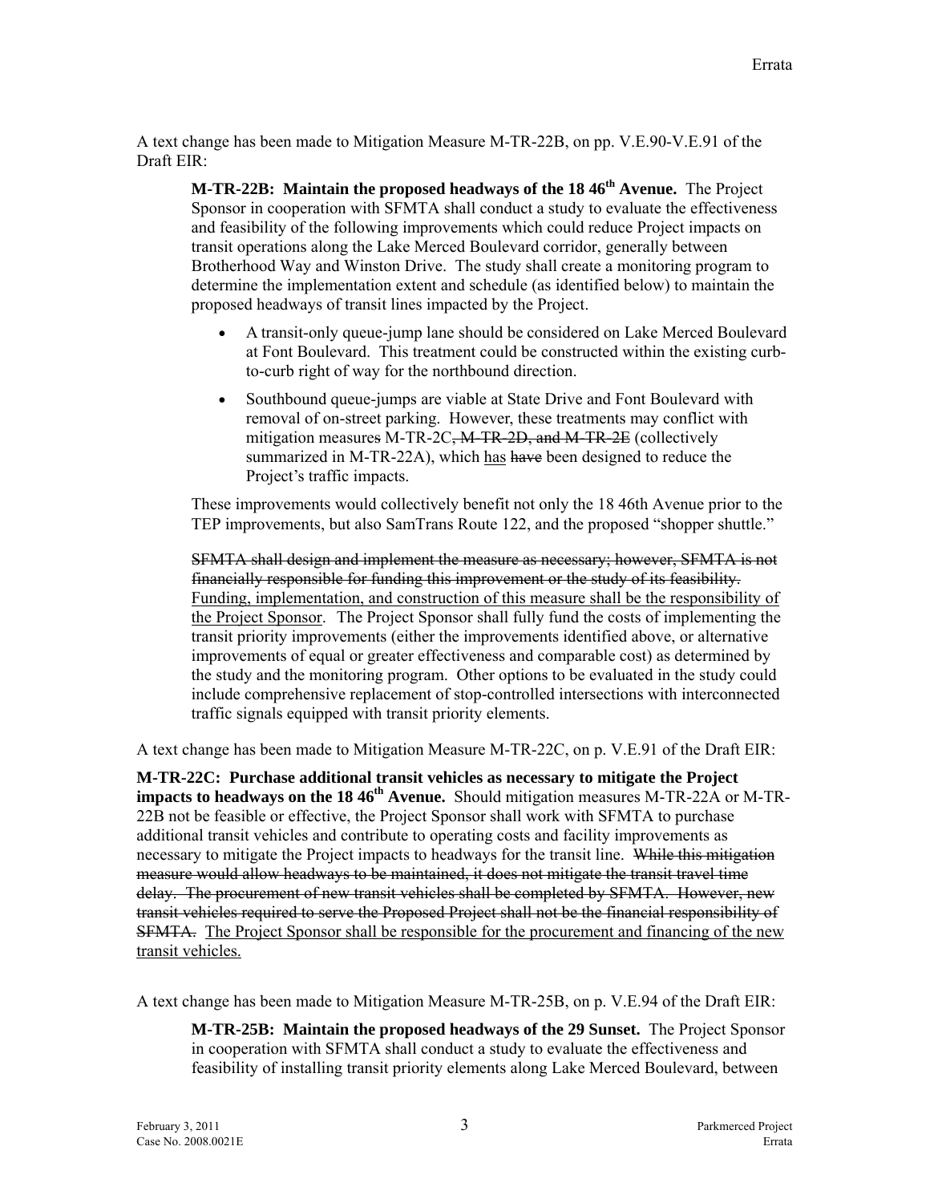A text change has been made to Mitigation Measure M-TR-22B, on pp. V.E.90-V.E.91 of the Draft EIR:

> **M-TR-22B: Maintain the proposed headways of the 18 46th Avenue.** The Project Sponsor in cooperation with SFMTA shall conduct a study to evaluate the effectiveness and feasibility of the following improvements which could reduce Project impacts on transit operations along the Lake Merced Boulevard corridor, generally between Brotherhood Way and Winston Drive. The study shall create a monitoring program to determine the implementation extent and schedule (as identified below) to maintain the proposed headways of transit lines impacted by the Project.
>
> - A transit-only queue-jump lane should be considered on Lake Merced Boulevard at Font Boulevard. This treatment could be constructed within the existing curb-to-curb right of way for the northbound direction.
> - Southbound queue-jumps are viable at State Drive and Font Boulevard with removal of on-street parking. However, these treatments may conflict with mitigation measure~~s~~ M-TR-2C~~, M-TR-2D, and M-TR-2E~~ (collectively summarized in M-TR-22A), which <u>has</u> ~~have~~ been designed to reduce the Project's traffic impacts.
>
> These improvements would collectively benefit not only the 18 46th Avenue prior to the TEP improvements, but also SamTrans Route 122, and the proposed "shopper shuttle."
>
> ~~SFMTA shall design and implement the measure as necessary; however, SFMTA is not financially responsible for funding this improvement or the study of its feasibility.~~ <u>Funding, implementation, and construction of this measure shall be the responsibility of the Project Sponsor</u>. The Project Sponsor shall fully fund the costs of implementing the transit priority improvements (either the improvements identified above, or alternative improvements of equal or greater effectiveness and comparable cost) as determined by the study and the monitoring program. Other options to be evaluated in the study could include comprehensive replacement of stop-controlled intersections with interconnected traffic signals equipped with transit priority elements.

A text change has been made to Mitigation Measure M-TR-22C, on p. V.E.91 of the Draft EIR:

**M-TR-22C: Purchase additional transit vehicles as necessary to mitigate the Project impacts to headways on the 18 46th Avenue.** Should mitigation measures M-TR-22A or M-TR-22B not be feasible or effective, the Project Sponsor shall work with SFMTA to purchase additional transit vehicles and contribute to operating costs and facility improvements as necessary to mitigate the Project impacts to headways for the transit line. ~~While this mitigation measure would allow headways to be maintained, it does not mitigate the transit travel time delay. The procurement of new transit vehicles shall be completed by SFMTA. However, new transit vehicles required to serve the Proposed Project shall not be the financial responsibility of SFMTA.~~ <u>The Project Sponsor shall be responsible for the procurement and financing of the new transit vehicles.</u>

A text change has been made to Mitigation Measure M-TR-25B, on p. V.E.94 of the Draft EIR:

> **M-TR-25B: Maintain the proposed headways of the 29 Sunset.** The Project Sponsor in cooperation with SFMTA shall conduct a study to evaluate the effectiveness and feasibility of installing transit priority elements along Lake Merced Boulevard, between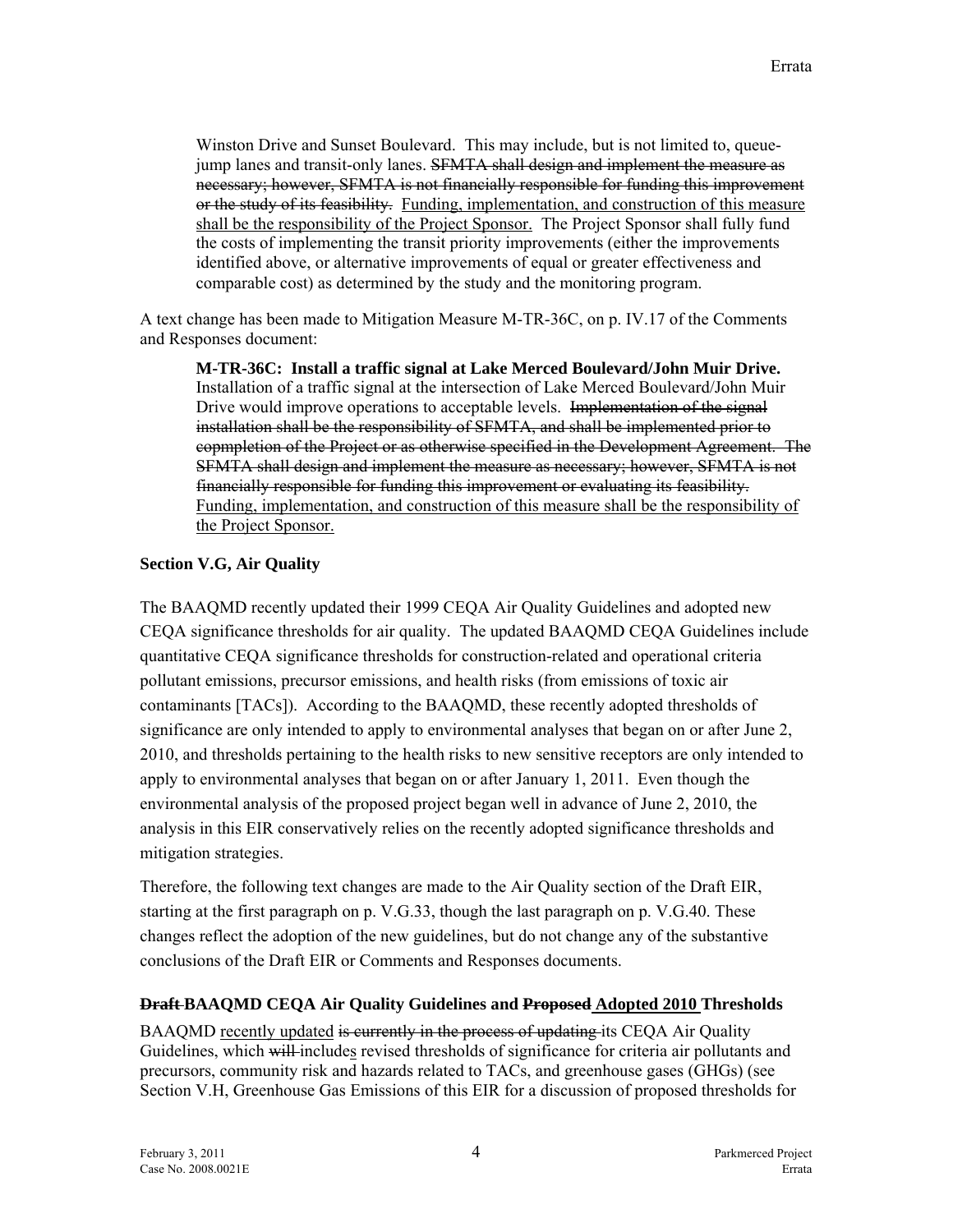Winston Drive and Sunset Boulevard. This may include, but is not limited to, queue-jump lanes and transit-only lanes. ~~SFMTA shall design and implement the measure as necessary; however, SFMTA is not financially responsible for funding this improvement or the study of its feasibility.~~ <u>Funding, implementation, and construction of this measure shall be the responsibility of the Project Sponsor.</u> The Project Sponsor shall fully fund the costs of implementing the transit priority improvements (either the improvements identified above, or alternative improvements of equal or greater effectiveness and comparable cost) as determined by the study and the monitoring program.

A text change has been made to Mitigation Measure M-TR-36C, on p. IV.17 of the Comments and Responses document:

**M-TR-36C: Install a traffic signal at Lake Merced Boulevard/John Muir Drive.** Installation of a traffic signal at the intersection of Lake Merced Boulevard/John Muir Drive would improve operations to acceptable levels. ~~Implementation of the signal installation shall be the responsibility of SFMTA, and shall be implemented prior to copmpletion of the Project or as otherwise specified in the Development Agreement. The SFMTA shall design and implement the measure as necessary; however, SFMTA is not financially responsible for funding this improvement or evaluating its feasibility.~~ <u>Funding, implementation, and construction of this measure shall be the responsibility of the Project Sponsor.</u>

### Section V.G, Air Quality

The BAAQMD recently updated their 1999 CEQA Air Quality Guidelines and adopted new CEQA significance thresholds for air quality. The updated BAAQMD CEQA Guidelines include quantitative CEQA significance thresholds for construction-related and operational criteria pollutant emissions, precursor emissions, and health risks (from emissions of toxic air contaminants [TACs]). According to the BAAQMD, these recently adopted thresholds of significance are only intended to apply to environmental analyses that began on or after June 2, 2010, and thresholds pertaining to the health risks to new sensitive receptors are only intended to apply to environmental analyses that began on or after January 1, 2011. Even though the environmental analysis of the proposed project began well in advance of June 2, 2010, the analysis in this EIR conservatively relies on the recently adopted significance thresholds and mitigation strategies.

Therefore, the following text changes are made to the Air Quality section of the Draft EIR, starting at the first paragraph on p. V.G.33, though the last paragraph on p. V.G.40. These changes reflect the adoption of the new guidelines, but do not change any of the substantive conclusions of the Draft EIR or Comments and Responses documents.

**~~Draft~~ BAAQMD CEQA Air Quality Guidelines and ~~Proposed~~ <u>Adopted 2010</u> Thresholds**

BAAQMD <u>recently updated</u> ~~is currently in the process of updating~~ its CEQA Air Quality Guidelines, which ~~will~~ include<u>s</u> revised thresholds of significance for criteria air pollutants and precursors, community risk and hazards related to TACs, and greenhouse gases (GHGs) (see Section V.H, Greenhouse Gas Emissions of this EIR for a discussion of proposed thresholds for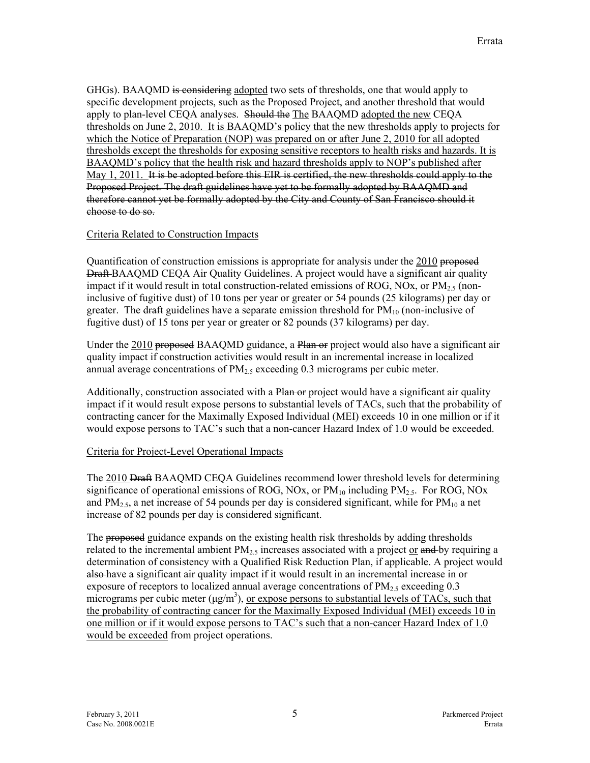GHGs). BAAQMD ~~is considering~~ <u>adopted</u> two sets of thresholds, one that would apply to specific development projects, such as the Proposed Project, and another threshold that would apply to plan-level CEQA analyses. ~~Should the~~ <u>The</u> BAAQMD <u>adopted the new</u> CEQA <u>thresholds on June 2, 2010. It is BAAQMD's policy that the new thresholds apply to projects for which the Notice of Preparation (NOP) was prepared on or after June 2, 2010 for all adopted thresholds except the thresholds for exposing sensitive receptors to health risks and hazards. It is BAAQMD's policy that the health risk and hazard thresholds apply to NOP's published after May 1, 2011.</u> ~~It is be adopted before this EIR is certified, the new thresholds could apply to the Proposed Project. The draft guidelines have yet to be formally adopted by BAAQMD and therefore cannot yet be formally adopted by the City and County of San Francisco should it choose to do so.~~

<u>Criteria Related to Construction Impacts</u>

Quantification of construction emissions is appropriate for analysis under the <u>2010</u> ~~proposed Draft~~ BAAQMD CEQA Air Quality Guidelines. A project would have a significant air quality impact if it would result in total construction-related emissions of ROG, NOx, or $PM_{2.5}$ (non-inclusive of fugitive dust) of 10 tons per year or greater or 54 pounds (25 kilograms) per day or greater. The ~~draft~~ guidelines have a separate emission threshold for $PM_{10}$ (non-inclusive of fugitive dust) of 15 tons per year or greater or 82 pounds (37 kilograms) per day.

Under the <u>2010</u> ~~proposed~~ BAAQMD guidance, a ~~Plan or~~ project would also have a significant air quality impact if construction activities would result in an incremental increase in localized annual average concentrations of $PM_{2.5}$ exceeding 0.3 micrograms per cubic meter.

Additionally, construction associated with a ~~Plan or~~ project would have a significant air quality impact if it would result expose persons to substantial levels of TACs, such that the probability of contracting cancer for the Maximally Exposed Individual (MEI) exceeds 10 in one million or if it would expose persons to TAC's such that a non-cancer Hazard Index of 1.0 would be exceeded.

<u>Criteria for Project-Level Operational Impacts</u>

The <u>2010</u> ~~Draft~~ BAAQMD CEQA Guidelines recommend lower threshold levels for determining significance of operational emissions of ROG, NOx, or $PM_{10}$ including $PM_{2.5}$. For ROG, NOx and $PM_{2.5}$, a net increase of 54 pounds per day is considered significant, while for $PM_{10}$ a net increase of 82 pounds per day is considered significant.

The ~~proposed~~ guidance expands on the existing health risk thresholds by adding thresholds related to the incremental ambient $PM_{2.5}$ increases associated with a project <u>or</u> ~~and~~ by requiring a determination of consistency with a Qualified Risk Reduction Plan, if applicable. A project would ~~also~~ have a significant air quality impact if it would result in an incremental increase in or exposure of receptors to localized annual average concentrations of $PM_{2.5}$ exceeding 0.3 micrograms per cubic meter ($\mu g/m^3$), <u>or expose persons to substantial levels of TACs, such that the probability of contracting cancer for the Maximally Exposed Individual (MEI) exceeds 10 in one million or if it would expose persons to TAC's such that a non-cancer Hazard Index of 1.0 would be exceeded</u> from project operations.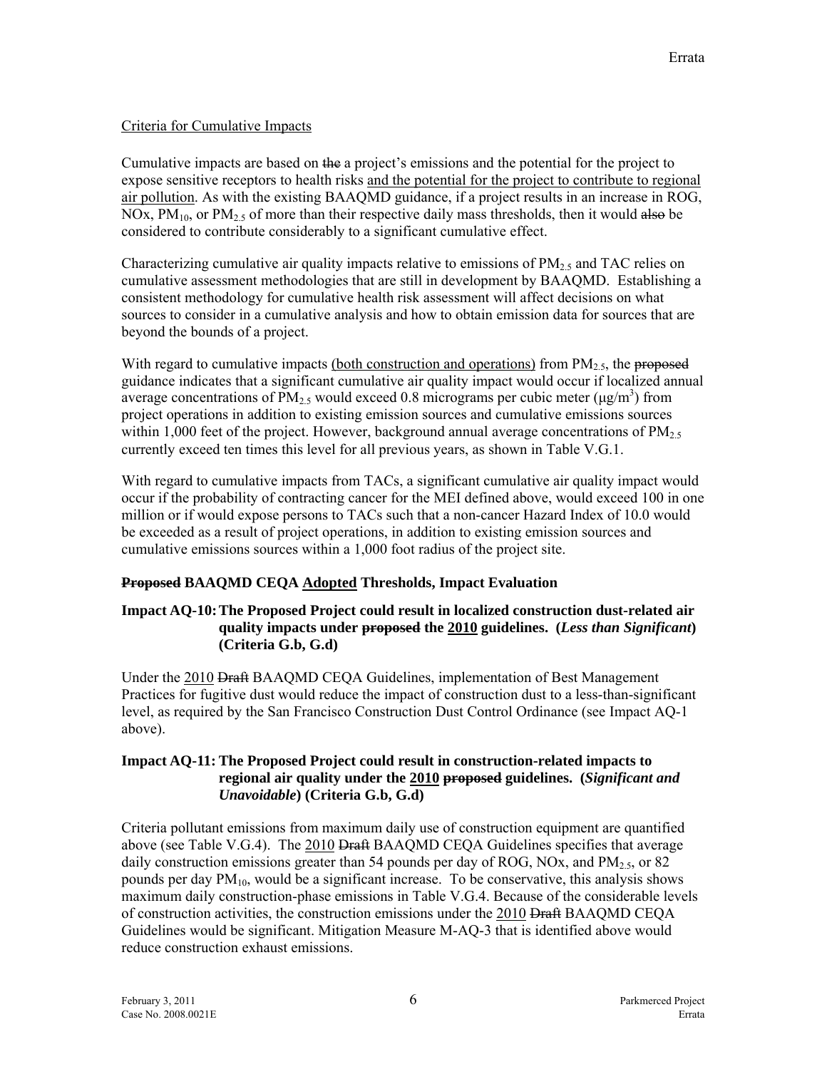<u>Criteria for Cumulative Impacts</u>

Cumulative impacts are based on ~~the~~ a project's emissions and the potential for the project to expose sensitive receptors to health risks <u>and the potential for the project to contribute to regional air pollution</u>. As with the existing BAAQMD guidance, if a project results in an increase in ROG, NOx, $PM_{10}$, or $PM_{2.5}$ of more than their respective daily mass thresholds, then it would ~~also~~ be considered to contribute considerably to a significant cumulative effect.

Characterizing cumulative air quality impacts relative to emissions of $PM_{2.5}$ and TAC relies on cumulative assessment methodologies that are still in development by BAAQMD. Establishing a consistent methodology for cumulative health risk assessment will affect decisions on what sources to consider in a cumulative analysis and how to obtain emission data for sources that are beyond the bounds of a project.

With regard to cumulative impacts <u>(both construction and operations)</u> from $PM_{2.5}$, the ~~proposed~~ guidance indicates that a significant cumulative air quality impact would occur if localized annual average concentrations of $PM_{2.5}$ would exceed 0.8 micrograms per cubic meter ($\mu g/m^3$) from project operations in addition to existing emission sources and cumulative emissions sources within 1,000 feet of the project. However, background annual average concentrations of $PM_{2.5}$ currently exceed ten times this level for all previous years, as shown in Table V.G.1.

With regard to cumulative impacts from TACs, a significant cumulative air quality impact would occur if the probability of contracting cancer for the MEI defined above, would exceed 100 in one million or if would expose persons to TACs such that a non-cancer Hazard Index of 10.0 would be exceeded as a result of project operations, in addition to existing emission sources and cumulative emissions sources within a 1,000 foot radius of the project site.

**~~Proposed~~ BAAQMD CEQA <u>Adopted</u> Thresholds, Impact Evaluation**

**Impact AQ-10: The Proposed Project could result in localized construction dust-related air quality impacts under ~~proposed~~ the <u>2010</u> guidelines. (*Less than Significant*) (Criteria G.b, G.d)**

Under the <u>2010</u> ~~Draft~~ BAAQMD CEQA Guidelines, implementation of Best Management Practices for fugitive dust would reduce the impact of construction dust to a less-than-significant level, as required by the San Francisco Construction Dust Control Ordinance (see Impact AQ-1 above).

**Impact AQ-11: The Proposed Project could result in construction-related impacts to regional air quality under the <u>2010</u> ~~proposed~~ guidelines. (*Significant and Unavoidable*) (Criteria G.b, G.d)**

Criteria pollutant emissions from maximum daily use of construction equipment are quantified above (see Table V.G.4). The <u>2010</u> ~~Draft~~ BAAQMD CEQA Guidelines specifies that average daily construction emissions greater than 54 pounds per day of ROG, NOx, and $PM_{2.5}$, or 82 pounds per day $PM_{10}$, would be a significant increase. To be conservative, this analysis shows maximum daily construction-phase emissions in Table V.G.4. Because of the considerable levels of construction activities, the construction emissions under the <u>2010</u> ~~Draft~~ BAAQMD CEQA Guidelines would be significant. Mitigation Measure M-AQ-3 that is identified above would reduce construction exhaust emissions.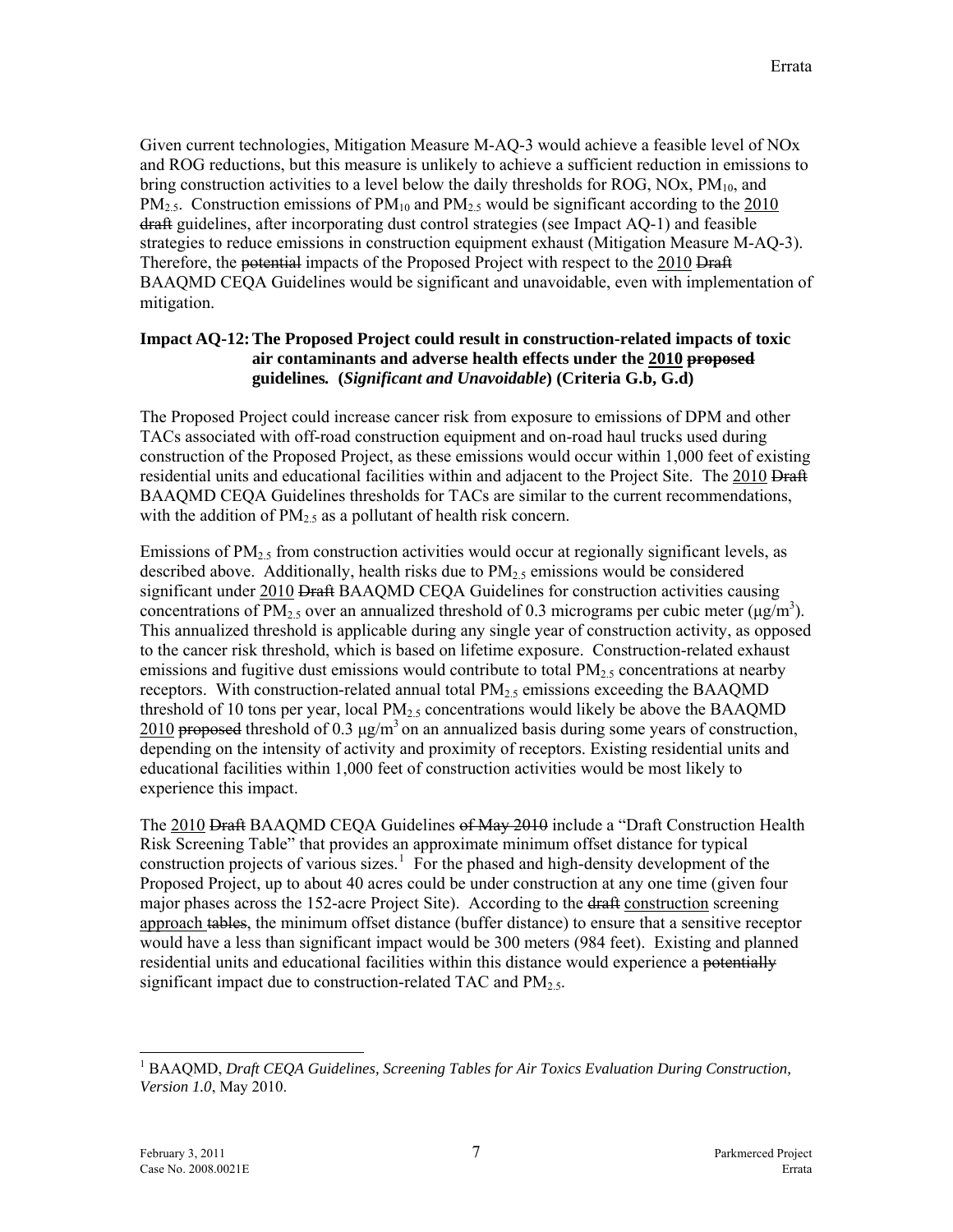Given current technologies, Mitigation Measure M-AQ-3 would achieve a feasible level of NOx and ROG reductions, but this measure is unlikely to achieve a sufficient reduction in emissions to bring construction activities to a level below the daily thresholds for ROG, NOx, $PM_{10}$, and $PM_{2.5}$. Construction emissions of $PM_{10}$ and $PM_{2.5}$ would be significant according to the <u>2010</u> ~~draft~~ guidelines, after incorporating dust control strategies (see Impact AQ-1) and feasible strategies to reduce emissions in construction equipment exhaust (Mitigation Measure M-AQ-3). Therefore, the ~~potential~~ impacts of the Proposed Project with respect to the <u>2010</u> ~~Draft~~ BAAQMD CEQA Guidelines would be significant and unavoidable, even with implementation of mitigation.

**Impact AQ-12: The Proposed Project could result in construction-related impacts of toxic air contaminants and adverse health effects under the <u>2010</u> ~~proposed~~ guidelines. (*Significant and Unavoidable*) (Criteria G.b, G.d)**

The Proposed Project could increase cancer risk from exposure to emissions of DPM and other TACs associated with off-road construction equipment and on-road haul trucks used during construction of the Proposed Project, as these emissions would occur within 1,000 feet of existing residential units and educational facilities within and adjacent to the Project Site. The <u>2010</u> ~~Draft~~ BAAQMD CEQA Guidelines thresholds for TACs are similar to the current recommendations, with the addition of $PM_{2.5}$ as a pollutant of health risk concern.

Emissions of $PM_{2.5}$ from construction activities would occur at regionally significant levels, as described above. Additionally, health risks due to $PM_{2.5}$ emissions would be considered significant under <u>2010</u> ~~Draft~~ BAAQMD CEQA Guidelines for construction activities causing concentrations of $PM_{2.5}$ over an annualized threshold of 0.3 micrograms per cubic meter ($\mu g/m^3$). This annualized threshold is applicable during any single year of construction activity, as opposed to the cancer risk threshold, which is based on lifetime exposure. Construction-related exhaust emissions and fugitive dust emissions would contribute to total $PM_{2.5}$ concentrations at nearby receptors. With construction-related annual total $PM_{2.5}$ emissions exceeding the BAAQMD threshold of 10 tons per year, local $PM_{2.5}$ concentrations would likely be above the BAAQMD <u>2010</u> ~~proposed~~ threshold of 0.3 $\mu g/m^3$ on an annualized basis during some years of construction, depending on the intensity of activity and proximity of receptors. Existing residential units and educational facilities within 1,000 feet of construction activities would be most likely to experience this impact.

The <u>2010</u> ~~Draft~~ BAAQMD CEQA Guidelines ~~of May 2010~~ include a "Draft Construction Health Risk Screening Table" that provides an approximate minimum offset distance for typical construction projects of various sizes.[1] For the phased and high-density development of the Proposed Project, up to about 40 acres could be under construction at any one time (given four major phases across the 152-acre Project Site). According to the ~~draft~~ <u>construction</u> screening <u>approach</u> ~~tables~~, the minimum offset distance (buffer distance) to ensure that a sensitive receptor would have a less than significant impact would be 300 meters (984 feet). Existing and planned residential units and educational facilities within this distance would experience a ~~potentially~~ significant impact due to construction-related TAC and $PM_{2.5}$.

---

[1] BAAQMD, *Draft CEQA Guidelines, Screening Tables for Air Toxics Evaluation During Construction, Version 1.0*, May 2010.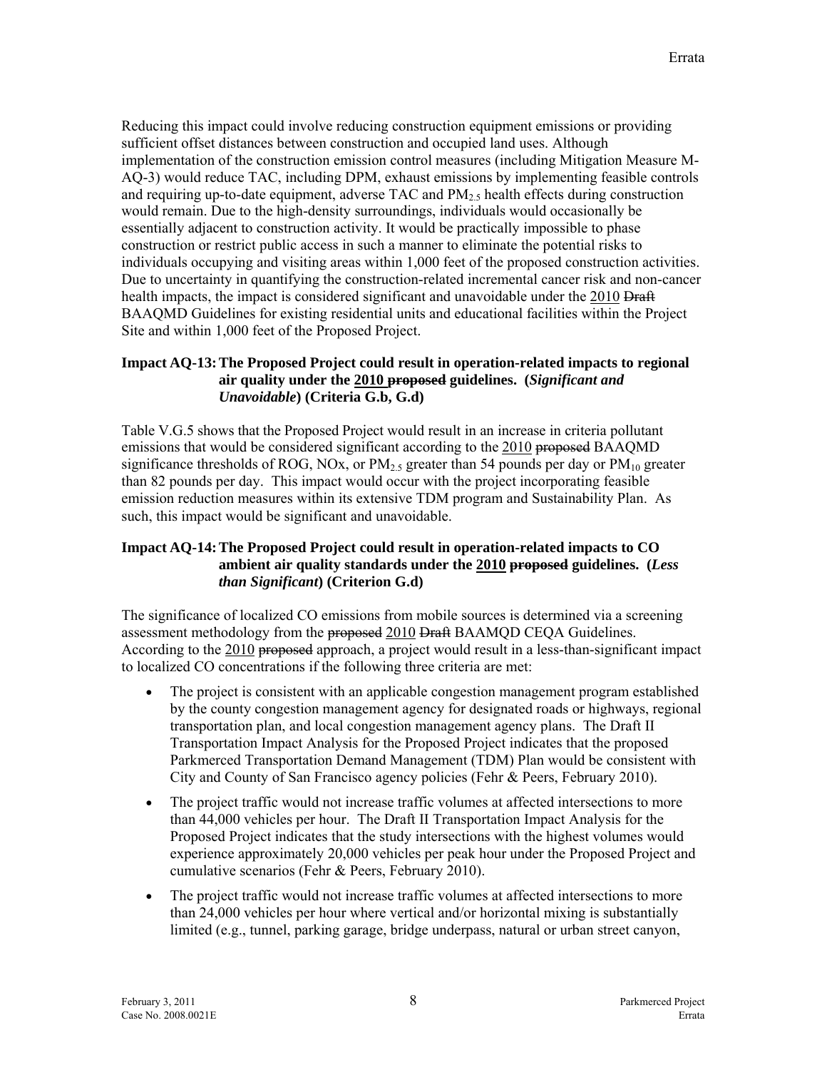Reducing this impact could involve reducing construction equipment emissions or providing sufficient offset distances between construction and occupied land uses. Although implementation of the construction emission control measures (including Mitigation Measure M-AQ-3) would reduce TAC, including DPM, exhaust emissions by implementing feasible controls and requiring up-to-date equipment, adverse TAC and $PM_{2.5}$ health effects during construction would remain. Due to the high-density surroundings, individuals would occasionally be essentially adjacent to construction activity. It would be practically impossible to phase construction or restrict public access in such a manner to eliminate the potential risks to individuals occupying and visiting areas within 1,000 feet of the proposed construction activities. Due to uncertainty in quantifying the construction-related incremental cancer risk and non-cancer health impacts, the impact is considered significant and unavoidable under the <u>2010</u> ~~Draft~~ BAAQMD Guidelines for existing residential units and educational facilities within the Project Site and within 1,000 feet of the Proposed Project.

**Impact AQ-13: The Proposed Project could result in operation-related impacts to regional air quality under the <u>2010</u> ~~proposed~~ guidelines. (*Significant and Unavoidable*) (Criteria G.b, G.d)**

Table V.G.5 shows that the Proposed Project would result in an increase in criteria pollutant emissions that would be considered significant according to the <u>2010</u> ~~proposed~~ BAAQMD significance thresholds of ROG, NOx, or $PM_{2.5}$ greater than 54 pounds per day or $PM_{10}$ greater than 82 pounds per day. This impact would occur with the project incorporating feasible emission reduction measures within its extensive TDM program and Sustainability Plan. As such, this impact would be significant and unavoidable.

**Impact AQ-14: The Proposed Project could result in operation-related impacts to CO ambient air quality standards under the <u>2010</u> ~~proposed~~ guidelines. (*Less than Significant*) (Criterion G.d)**

The significance of localized CO emissions from mobile sources is determined via a screening assessment methodology from the ~~proposed~~ <u>2010</u> ~~Draft~~ BAAMQD CEQA Guidelines. According to the <u>2010</u> ~~proposed~~ approach, a project would result in a less-than-significant impact to localized CO concentrations if the following three criteria are met:

- The project is consistent with an applicable congestion management program established by the county congestion management agency for designated roads or highways, regional transportation plan, and local congestion management agency plans. The Draft II Transportation Impact Analysis for the Proposed Project indicates that the proposed Parkmerced Transportation Demand Management (TDM) Plan would be consistent with City and County of San Francisco agency policies (Fehr & Peers, February 2010).
- The project traffic would not increase traffic volumes at affected intersections to more than 44,000 vehicles per hour. The Draft II Transportation Impact Analysis for the Proposed Project indicates that the study intersections with the highest volumes would experience approximately 20,000 vehicles per peak hour under the Proposed Project and cumulative scenarios (Fehr & Peers, February 2010).
- The project traffic would not increase traffic volumes at affected intersections to more than 24,000 vehicles per hour where vertical and/or horizontal mixing is substantially limited (e.g., tunnel, parking garage, bridge underpass, natural or urban street canyon,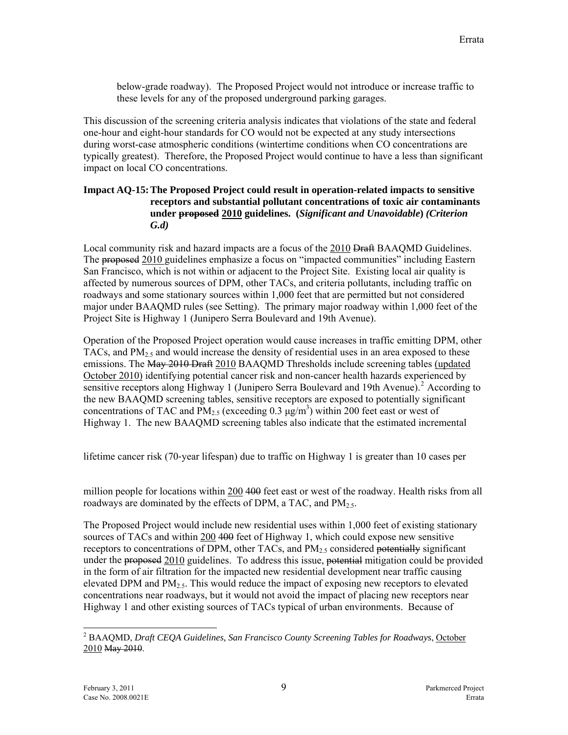below-grade roadway). The Proposed Project would not introduce or increase traffic to these levels for any of the proposed underground parking garages.

This discussion of the screening criteria analysis indicates that violations of the state and federal one-hour and eight-hour standards for CO would not be expected at any study intersections during worst-case atmospheric conditions (wintertime conditions when CO concentrations are typically greatest). Therefore, the Proposed Project would continue to have a less than significant impact on local CO concentrations.

**Impact AQ-15: The Proposed Project could result in operation-related impacts to sensitive receptors and substantial pollutant concentrations of toxic air contaminants under ~~proposed~~ 2010 guidelines. (*Significant and Unavoidable*) *(Criterion G.d)***

Local community risk and hazard impacts are a focus of the 2010 ~~Draft~~ BAAQMD Guidelines. The ~~proposed~~ 2010 guidelines emphasize a focus on "impacted communities" including Eastern San Francisco, which is not within or adjacent to the Project Site. Existing local air quality is affected by numerous sources of DPM, other TACs, and criteria pollutants, including traffic on roadways and some stationary sources within 1,000 feet that are permitted but not considered major under BAAQMD rules (see Setting). The primary major roadway within 1,000 feet of the Project Site is Highway 1 (Junipero Serra Boulevard and 19th Avenue).

Operation of the Proposed Project operation would cause increases in traffic emitting DPM, other TACs, and $PM_{2.5}$ and would increase the density of residential uses in an area exposed to these emissions. The ~~May 2010 Draft~~ 2010 BAAQMD Thresholds include screening tables (updated October 2010) identifying potential cancer risk and non-cancer health hazards experienced by sensitive receptors along Highway 1 (Junipero Serra Boulevard and 19th Avenue).[2] According to the new BAAQMD screening tables, sensitive receptors are exposed to potentially significant concentrations of TAC and $PM_{2.5}$ (exceeding 0.3 $\mu g/m^3$) within 200 feet east or west of Highway 1. The new BAAQMD screening tables also indicate that the estimated incremental lifetime cancer risk (70-year lifespan) due to traffic on Highway 1 is greater than 10 cases per million people for locations within 200 ~~400~~ feet east or west of the roadway. Health risks from all roadways are dominated by the effects of DPM, a TAC, and $PM_{2.5}$.

The Proposed Project would include new residential uses within 1,000 feet of existing stationary sources of TACs and within 200 ~~400~~ feet of Highway 1, which could expose new sensitive receptors to concentrations of DPM, other TACs, and $PM_{2.5}$ considered ~~potentially~~ significant under the ~~proposed~~ 2010 guidelines. To address this issue, ~~potential~~ mitigation could be provided in the form of air filtration for the impacted new residential development near traffic causing elevated DPM and $PM_{2.5}$. This would reduce the impact of exposing new receptors to elevated concentrations near roadways, but it would not avoid the impact of placing new receptors near Highway 1 and other existing sources of TACs typical of urban environments. Because of

---

[2] BAAQMD, *Draft CEQA Guidelines, San Francisco County Screening Tables for Roadways*, October 2010 ~~May 2010~~.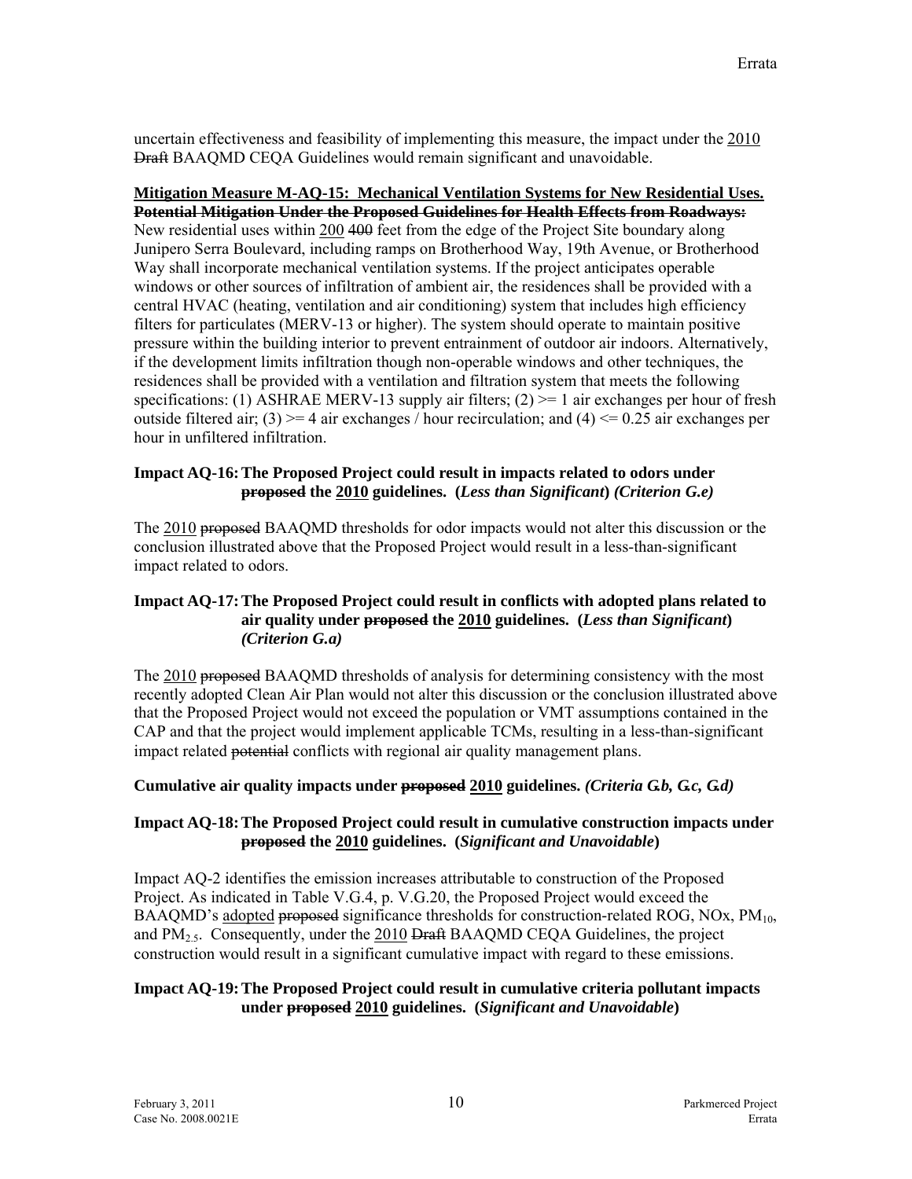uncertain effectiveness and feasibility of implementing this measure, the impact under the 2010 ~~Draft~~ BAAQMD CEQA Guidelines would remain significant and unavoidable.

**Mitigation Measure M-AQ-15: Mechanical Ventilation Systems for New Residential Uses.** **~~Potential Mitigation Under the Proposed Guidelines for Health Effects from Roadways:~~** New residential uses within 200 ~~400~~ feet from the edge of the Project Site boundary along Junipero Serra Boulevard, including ramps on Brotherhood Way, 19th Avenue, or Brotherhood Way shall incorporate mechanical ventilation systems. If the project anticipates operable windows or other sources of infiltration of ambient air, the residences shall be provided with a central HVAC (heating, ventilation and air conditioning) system that includes high efficiency filters for particulates (MERV-13 or higher). The system should operate to maintain positive pressure within the building interior to prevent entrainment of outdoor air indoors. Alternatively, if the development limits infiltration though non-operable windows and other techniques, the residences shall be provided with a ventilation and filtration system that meets the following specifications: (1) ASHRAE MERV-13 supply air filters; (2) >= 1 air exchanges per hour of fresh outside filtered air; (3) >= 4 air exchanges / hour recirculation; and (4) <= 0.25 air exchanges per hour in unfiltered infiltration.

**Impact AQ-16: The Proposed Project could result in impacts related to odors under ~~proposed~~ the 2010 guidelines. (*Less than Significant*) *(Criterion G.e)***

The 2010 ~~proposed~~ BAAQMD thresholds for odor impacts would not alter this discussion or the conclusion illustrated above that the Proposed Project would result in a less-than-significant impact related to odors.

**Impact AQ-17: The Proposed Project could result in conflicts with adopted plans related to air quality under ~~proposed~~ the 2010 guidelines. (*Less than Significant*) *(Criterion G.a)***

The 2010 ~~proposed~~ BAAQMD thresholds of analysis for determining consistency with the most recently adopted Clean Air Plan would not alter this discussion or the conclusion illustrated above that the Proposed Project would not exceed the population or VMT assumptions contained in the CAP and that the project would implement applicable TCMs, resulting in a less-than-significant impact related ~~potential~~ conflicts with regional air quality management plans.

**Cumulative air quality impacts under ~~proposed~~ 2010 guidelines. *(Criteria G.b, G.c, G.d)***

**Impact AQ-18: The Proposed Project could result in cumulative construction impacts under ~~proposed~~ the 2010 guidelines. (*Significant and Unavoidable*)**

Impact AQ-2 identifies the emission increases attributable to construction of the Proposed Project. As indicated in Table V.G.4, p. V.G.20, the Proposed Project would exceed the BAAQMD's adopted ~~proposed~~ significance thresholds for construction-related ROG, NOx, $PM_{10}$, and $PM_{2.5}$. Consequently, under the 2010 ~~Draft~~ BAAQMD CEQA Guidelines, the project construction would result in a significant cumulative impact with regard to these emissions.

**Impact AQ-19: The Proposed Project could result in cumulative criteria pollutant impacts under ~~proposed~~ 2010 guidelines. (*Significant and Unavoidable*)**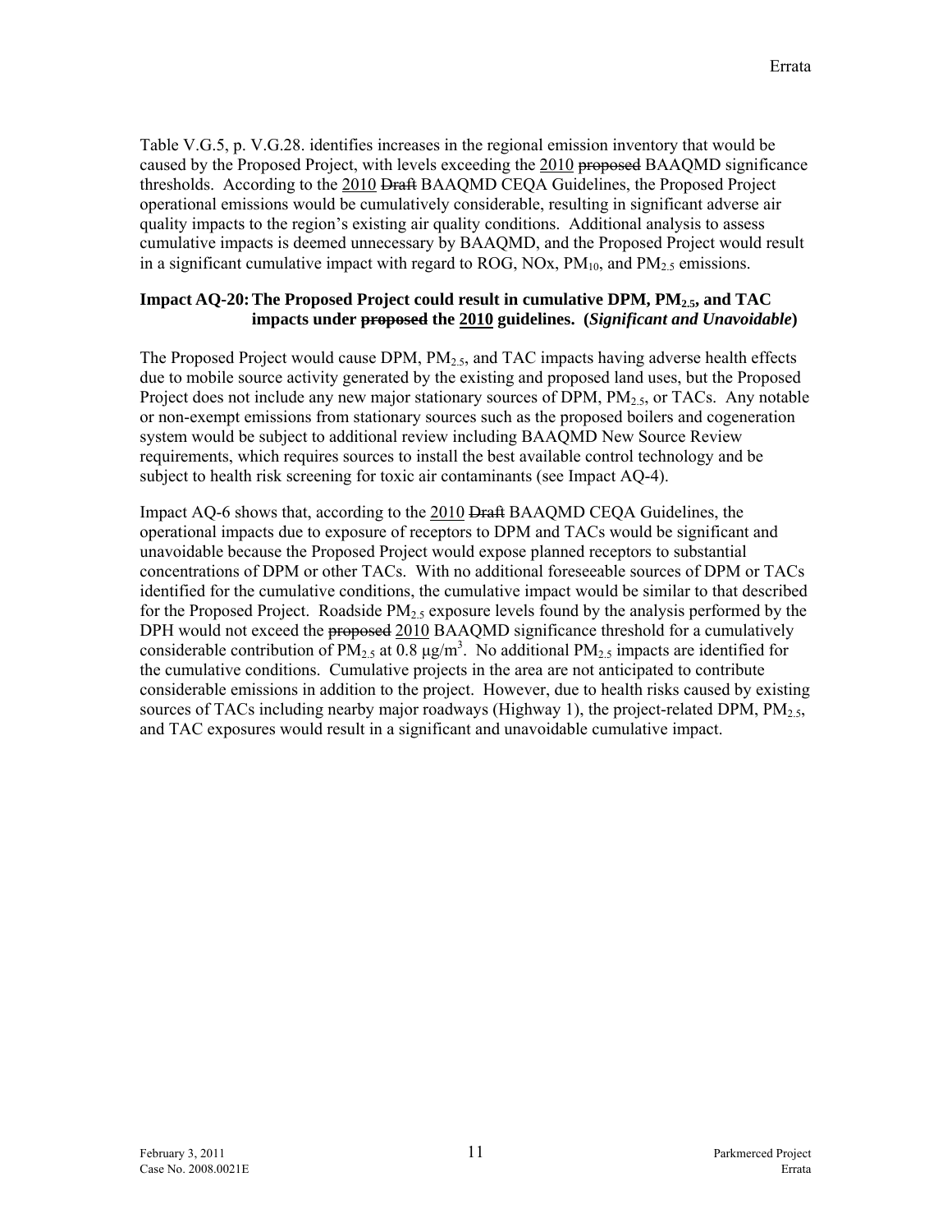Table V.G.5, p. V.G.28. identifies increases in the regional emission inventory that would be caused by the Proposed Project, with levels exceeding the 2010 ~~proposed~~ BAAQMD significance thresholds. According to the 2010 ~~Draft~~ BAAQMD CEQA Guidelines, the Proposed Project operational emissions would be cumulatively considerable, resulting in significant adverse air quality impacts to the region's existing air quality conditions. Additional analysis to assess cumulative impacts is deemed unnecessary by BAAQMD, and the Proposed Project would result in a significant cumulative impact with regard to ROG, NOx, $PM_{10}$, and $PM_{2.5}$ emissions.

**Impact AQ-20: The Proposed Project could result in cumulative DPM, $PM_{2.5}$, and TAC impacts under ~~proposed~~ the 2010 guidelines. (*Significant and Unavoidable*)**

The Proposed Project would cause DPM, $PM_{2.5}$, and TAC impacts having adverse health effects due to mobile source activity generated by the existing and proposed land uses, but the Proposed Project does not include any new major stationary sources of DPM, $PM_{2.5}$, or TACs. Any notable or non-exempt emissions from stationary sources such as the proposed boilers and cogeneration system would be subject to additional review including BAAQMD New Source Review requirements, which requires sources to install the best available control technology and be subject to health risk screening for toxic air contaminants (see Impact AQ-4).

Impact AQ-6 shows that, according to the 2010 ~~Draft~~ BAAQMD CEQA Guidelines, the operational impacts due to exposure of receptors to DPM and TACs would be significant and unavoidable because the Proposed Project would expose planned receptors to substantial concentrations of DPM or other TACs. With no additional foreseeable sources of DPM or TACs identified for the cumulative conditions, the cumulative impact would be similar to that described for the Proposed Project. Roadside $PM_{2.5}$ exposure levels found by the analysis performed by the DPH would not exceed the ~~proposed~~ 2010 BAAQMD significance threshold for a cumulatively considerable contribution of $PM_{2.5}$ at 0.8 $\mu g/m^3$. No additional $PM_{2.5}$ impacts are identified for the cumulative conditions. Cumulative projects in the area are not anticipated to contribute considerable emissions in addition to the project. However, due to health risks caused by existing sources of TACs including nearby major roadways (Highway 1), the project-related DPM, $PM_{2.5}$, and TAC exposures would result in a significant and unavoidable cumulative impact.